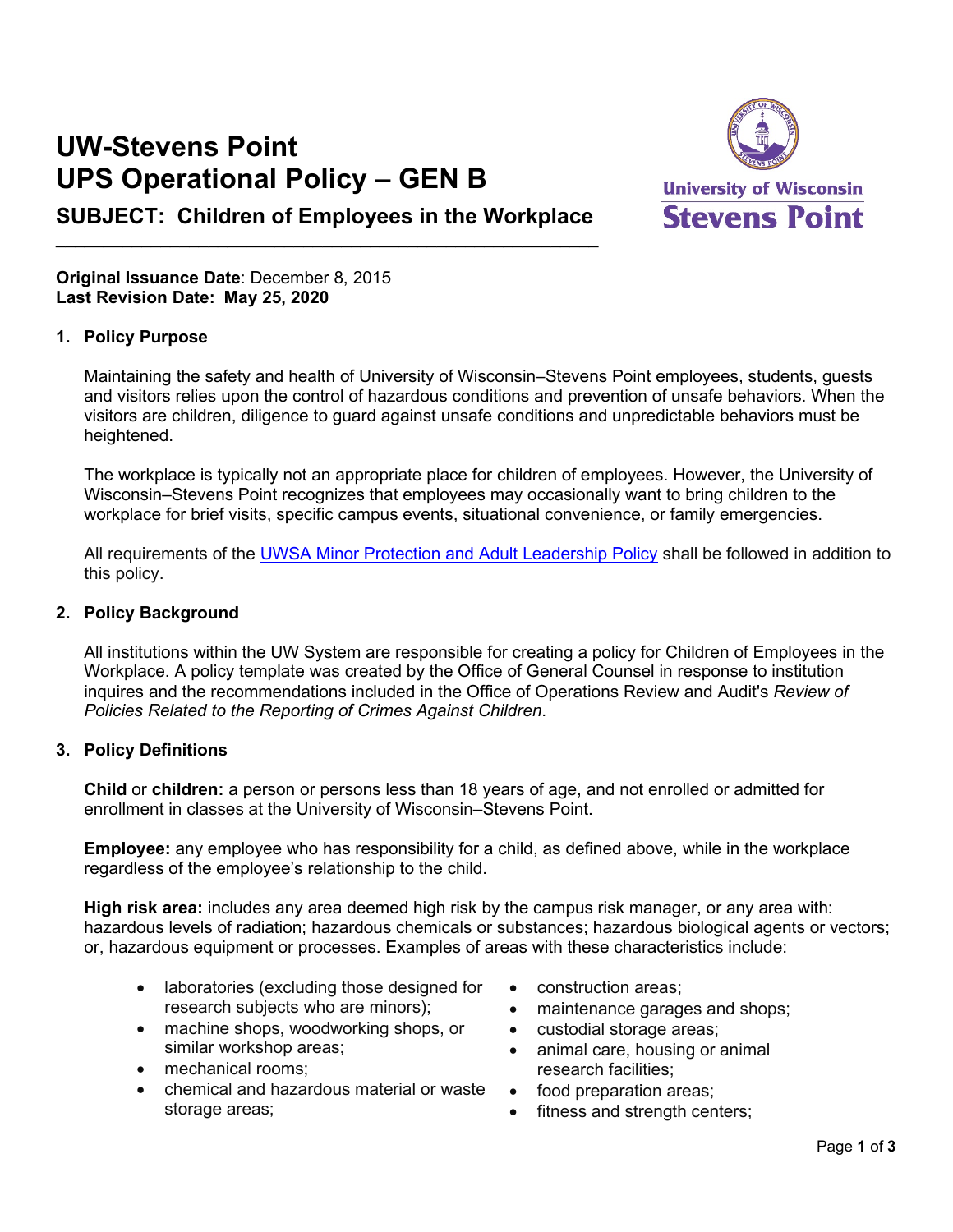# UW-Stevens Point
# UPS Operational Policy – GEN B

## SUBJECT: Children of Employees in the Workplace

**Original Issuance Date**: December 8, 2015
**Last Revision Date: May 25, 2020**

### 1. Policy Purpose

Maintaining the safety and health of University of Wisconsin–Stevens Point employees, students, guests and visitors relies upon the control of hazardous conditions and prevention of unsafe behaviors. When the visitors are children, diligence to guard against unsafe conditions and unpredictable behaviors must be heightened.

The workplace is typically not an appropriate place for children of employees. However, the University of Wisconsin–Stevens Point recognizes that employees may occasionally want to bring children to the workplace for brief visits, specific campus events, situational convenience, or family emergencies.

All requirements of the UWSA Minor Protection and Adult Leadership Policy shall be followed in addition to this policy.

### 2. Policy Background

All institutions within the UW System are responsible for creating a policy for Children of Employees in the Workplace. A policy template was created by the Office of General Counsel in response to institution inquires and the recommendations included in the Office of Operations Review and Audit's *Review of Policies Related to the Reporting of Crimes Against Children*.

### 3. Policy Definitions

**Child** or **children:** a person or persons less than 18 years of age, and not enrolled or admitted for enrollment in classes at the University of Wisconsin–Stevens Point.

**Employee:** any employee who has responsibility for a child, as defined above, while in the workplace regardless of the employee's relationship to the child.

**High risk area:** includes any area deemed high risk by the campus risk manager, or any area with: hazardous levels of radiation; hazardous chemicals or substances; hazardous biological agents or vectors; or, hazardous equipment or processes. Examples of areas with these characteristics include:

- laboratories (excluding those designed for research subjects who are minors);
- machine shops, woodworking shops, or similar workshop areas;
- mechanical rooms;
- chemical and hazardous material or waste storage areas;
- construction areas;
- maintenance garages and shops;
- custodial storage areas;
- animal care, housing or animal research facilities;
- food preparation areas;
- fitness and strength centers;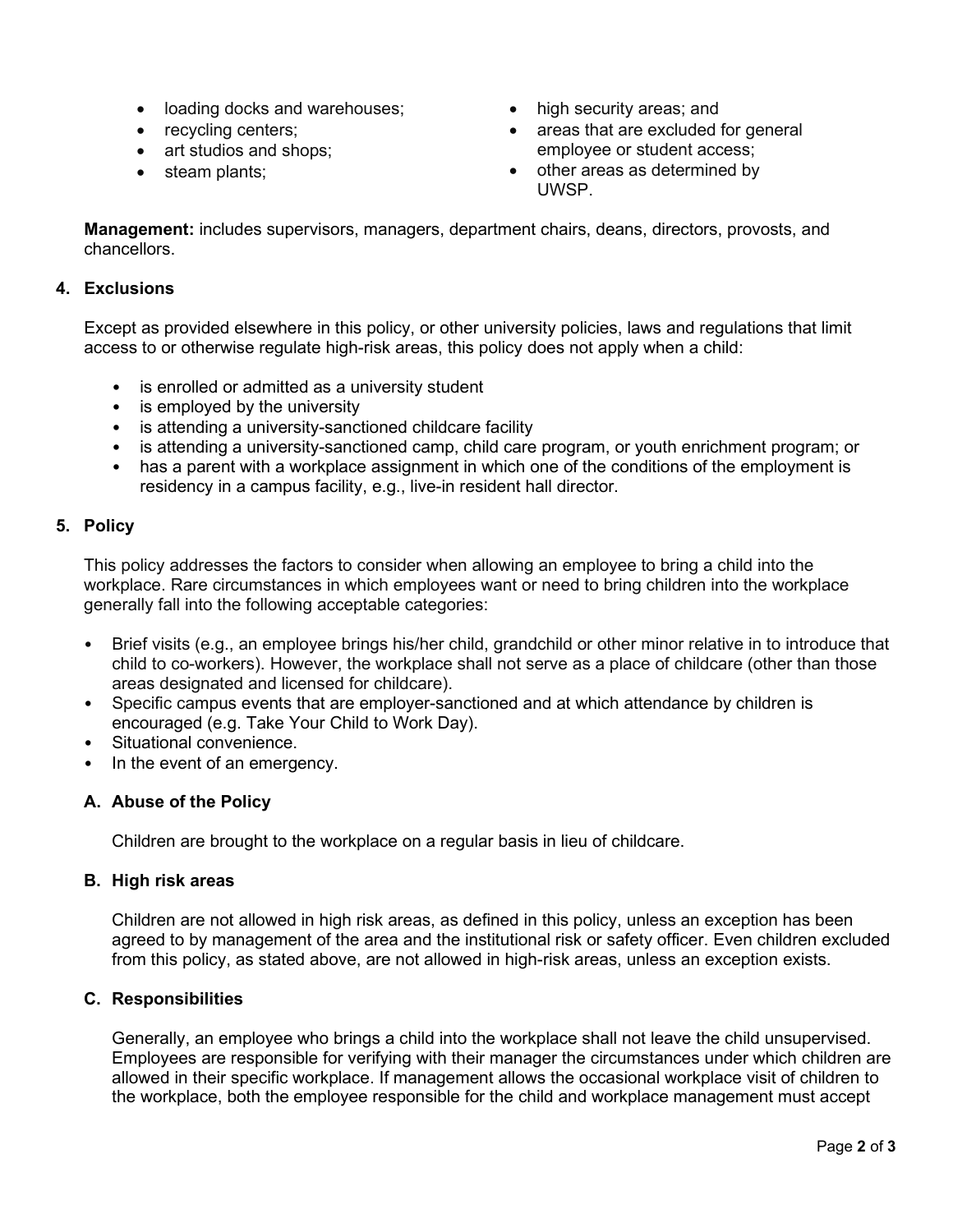- loading docks and warehouses;
- recycling centers;
- art studios and shops;
- steam plants;
- high security areas; and
- areas that are excluded for general employee or student access;
- other areas as determined by UWSP.

**Management:** includes supervisors, managers, department chairs, deans, directors, provosts, and chancellors.

### 4. Exclusions

Except as provided elsewhere in this policy, or other university policies, laws and regulations that limit access to or otherwise regulate high-risk areas, this policy does not apply when a child:

- is enrolled or admitted as a university student
- is employed by the university
- is attending a university-sanctioned childcare facility
- is attending a university-sanctioned camp, child care program, or youth enrichment program; or
- has a parent with a workplace assignment in which one of the conditions of the employment is residency in a campus facility, e.g., live-in resident hall director.

### 5. Policy

This policy addresses the factors to consider when allowing an employee to bring a child into the workplace. Rare circumstances in which employees want or need to bring children into the workplace generally fall into the following acceptable categories:

- Brief visits (e.g., an employee brings his/her child, grandchild or other minor relative in to introduce that child to co-workers). However, the workplace shall not serve as a place of childcare (other than those areas designated and licensed for childcare).
- Specific campus events that are employer-sanctioned and at which attendance by children is encouraged (e.g. Take Your Child to Work Day).
- Situational convenience.
- In the event of an emergency.

#### A. Abuse of the Policy

Children are brought to the workplace on a regular basis in lieu of childcare.

#### B. High risk areas

Children are not allowed in high risk areas, as defined in this policy, unless an exception has been agreed to by management of the area and the institutional risk or safety officer. Even children excluded from this policy, as stated above, are not allowed in high-risk areas, unless an exception exists.

#### C. Responsibilities

Generally, an employee who brings a child into the workplace shall not leave the child unsupervised. Employees are responsible for verifying with their manager the circumstances under which children are allowed in their specific workplace. If management allows the occasional workplace visit of children to the workplace, both the employee responsible for the child and workplace management must accept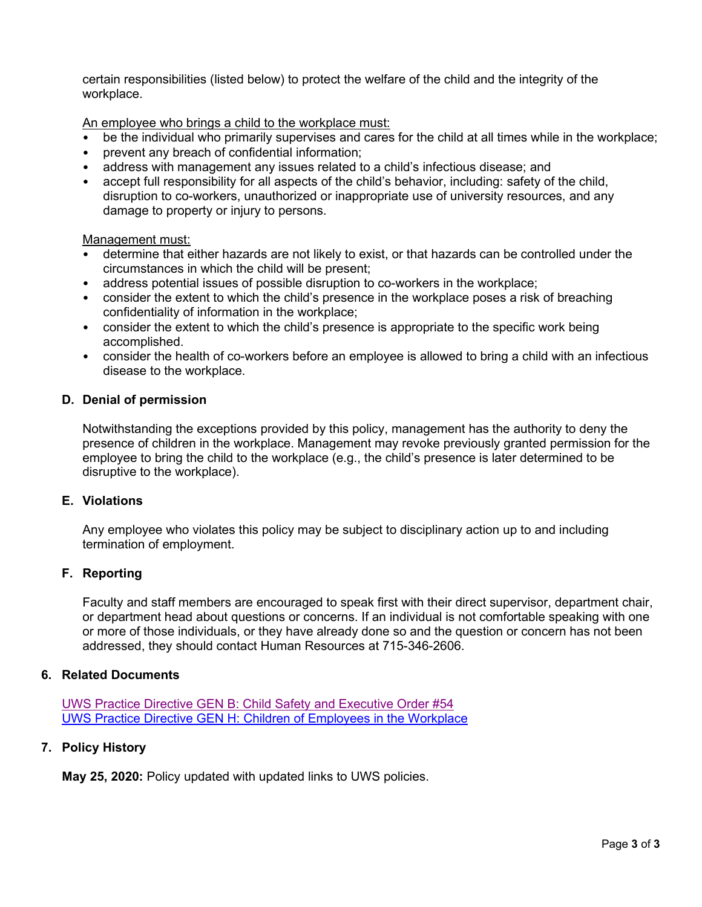certain responsibilities (listed below) to protect the welfare of the child and the integrity of the workplace.

An employee who brings a child to the workplace must:

- be the individual who primarily supervises and cares for the child at all times while in the workplace;
- prevent any breach of confidential information;
- address with management any issues related to a child's infectious disease; and
- accept full responsibility for all aspects of the child's behavior, including: safety of the child, disruption to co-workers, unauthorized or inappropriate use of university resources, and any damage to property or injury to persons.

Management must:

- determine that either hazards are not likely to exist, or that hazards can be controlled under the circumstances in which the child will be present;
- address potential issues of possible disruption to co-workers in the workplace;
- consider the extent to which the child's presence in the workplace poses a risk of breaching confidentiality of information in the workplace;
- consider the extent to which the child's presence is appropriate to the specific work being accomplished.
- consider the health of co-workers before an employee is allowed to bring a child with an infectious disease to the workplace.

### D. Denial of permission

Notwithstanding the exceptions provided by this policy, management has the authority to deny the presence of children in the workplace. Management may revoke previously granted permission for the employee to bring the child to the workplace (e.g., the child's presence is later determined to be disruptive to the workplace).

### E. Violations

Any employee who violates this policy may be subject to disciplinary action up to and including termination of employment.

### F. Reporting

Faculty and staff members are encouraged to speak first with their direct supervisor, department chair, or department head about questions or concerns. If an individual is not comfortable speaking with one or more of those individuals, or they have already done so and the question or concern has not been addressed, they should contact Human Resources at 715-346-2606.

## 6. Related Documents

UWS Practice Directive GEN B: Child Safety and Executive Order #54
UWS Practice Directive GEN H: Children of Employees in the Workplace

## 7. Policy History

**May 25, 2020:** Policy updated with updated links to UWS policies.